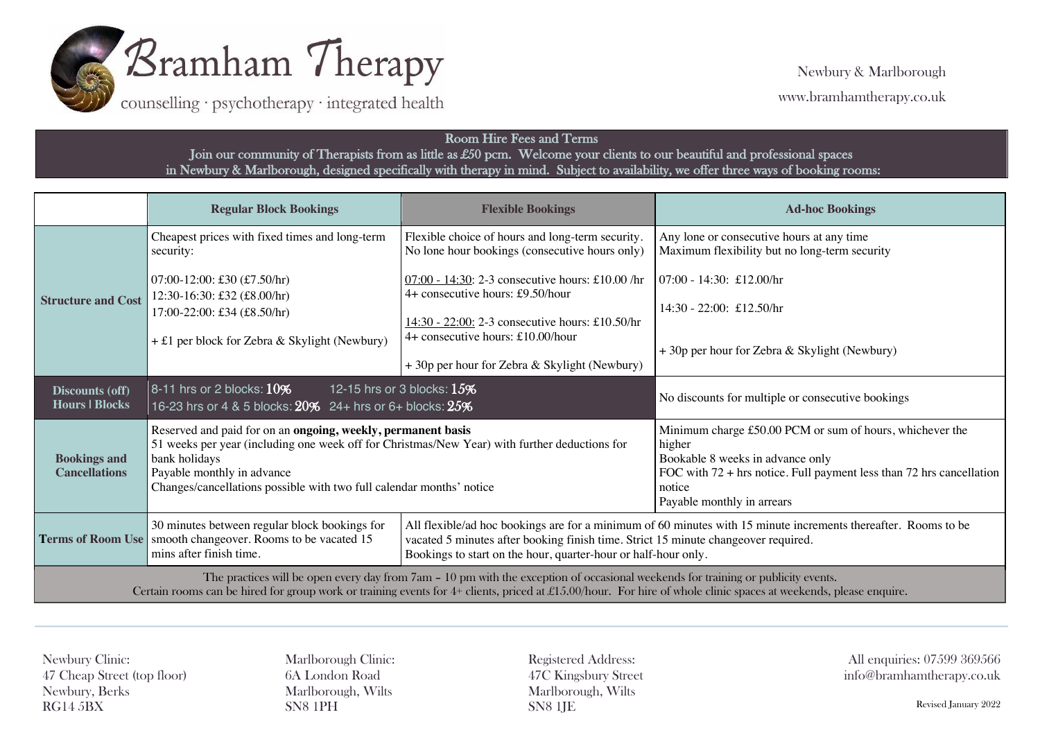# Bramham Therapy

counselling · psychotherapy · integrated health

Newbury & Marlborough

www.bramhamtherapy.co.uk

## Room Hire Fees and Terms

Join our community of Therapists from as little as £50 pcm. Welcome your clients to our beautiful and professional spaces in Newbury & Marlborough, designed specifically with therapy in mind. Subject to availability, we offer three ways of booking rooms:

| | Regular Block Bookings | Flexible Bookings | Ad-hoc Bookings |
|---|---|---|---|
| **Structure and Cost** | Cheapest prices with fixed times and long-term security:<br><br>07:00-12:00: £30 (£7.50/hr)<br>12:30-16:30: £32 (£8.00/hr)<br>17:00-22:00: £34 (£8.50/hr)<br><br>+ £1 per block for Zebra & Skylight (Newbury) | Flexible choice of hours and long-term security. No lone hour bookings (consecutive hours only)<br><br>07:00 - 14:30: 2-3 consecutive hours: £10.00 /hr<br>4+ consecutive hours: £9.50/hour<br><br>14:30 - 22:00: 2-3 consecutive hours: £10.50/hr<br>4+ consecutive hours: £10.00/hour<br><br>+ 30p per hour for Zebra & Skylight (Newbury) | Any lone or consecutive hours at any time<br>Maximum flexibility but no long-term security<br><br>07:00 - 14:30: £12.00/hr<br><br>14:30 - 22:00: £12.50/hr<br><br>+ 30p per hour for Zebra & Skylight (Newbury) |
| **Discounts (off) Hours \| Blocks** | 8-11 hrs or 2 blocks: 10% 12-15 hrs or 3 blocks: 15%<br>16-23 hrs or 4 & 5 blocks: 20% 24+ hrs or 6+ blocks: 25% | | No discounts for multiple or consecutive bookings |
| **Bookings and Cancellations** | Reserved and paid for on an **ongoing, weekly, permanent basis**<br>51 weeks per year (including one week off for Christmas/New Year) with further deductions for bank holidays<br>Payable monthly in advance<br>Changes/cancellations possible with two full calendar months' notice | | Minimum charge £50.00 PCM or sum of hours, whichever the higher<br>Bookable 8 weeks in advance only<br>FOC with 72 + hrs notice. Full payment less than 72 hrs cancellation notice<br>Payable monthly in arrears |
| **Terms of Room Use** | 30 minutes between regular block bookings for smooth changeover. Rooms to be vacated 15 mins after finish time. | All flexible/ad hoc bookings are for a minimum of 60 minutes with 15 minute increments thereafter. Rooms to be vacated 5 minutes after booking finish time. Strict 15 minute changeover required.<br>Bookings to start on the hour, quarter-hour or half-hour only. | |

The practices will be open every day from 7am – 10 pm with the exception of occasional weekends for training or publicity events.
Certain rooms can be hired for group work or training events for 4+ clients, priced at £15.00/hour. For hire of whole clinic spaces at weekends, please enquire.

Newbury Clinic:
47 Cheap Street (top floor)
Newbury, Berks
RG14 5BX

Marlborough Clinic:
6A London Road
Marlborough, Wilts
SN8 1PH

Registered Address:
47C Kingsbury Street
Marlborough, Wilts
SN8 1JE

All enquiries: 07599 369566
info@bramhamtherapy.co.uk

Revised January 2022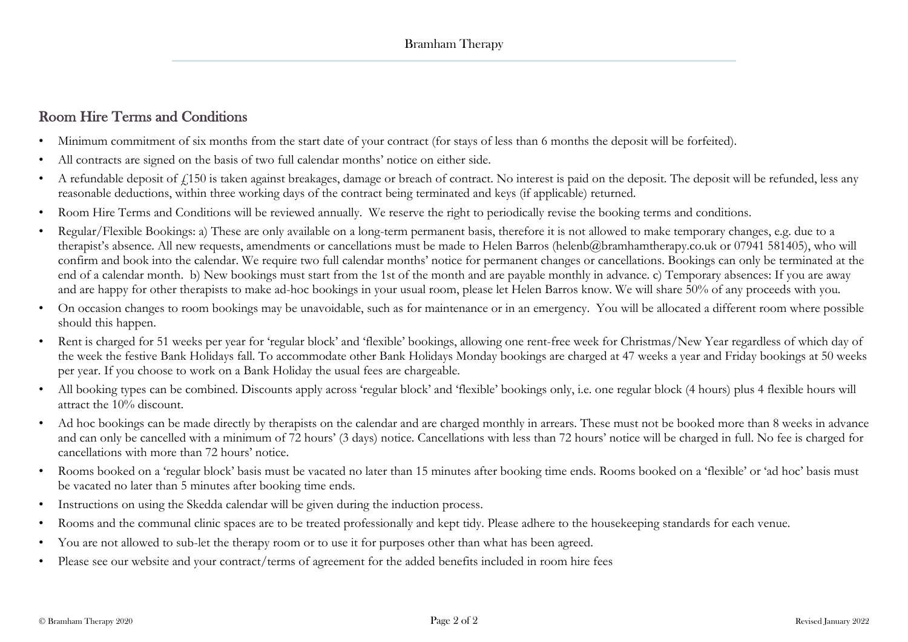## Room Hire Terms and Conditions

- Minimum commitment of six months from the start date of your contract (for stays of less than 6 months the deposit will be forfeited).
- All contracts are signed on the basis of two full calendar months' notice on either side.
- A refundable deposit of £150 is taken against breakages, damage or breach of contract. No interest is paid on the deposit. The deposit will be refunded, less any reasonable deductions, within three working days of the contract being terminated and keys (if applicable) returned.
- Room Hire Terms and Conditions will be reviewed annually. We reserve the right to periodically revise the booking terms and conditions.
- Regular/Flexible Bookings: a) These are only available on a long-term permanent basis, therefore it is not allowed to make temporary changes, e.g. due to a therapist's absence. All new requests, amendments or cancellations must be made to Helen Barros (helenb@bramhamtherapy.co.uk or 07941 581405), who will confirm and book into the calendar. We require two full calendar months' notice for permanent changes or cancellations. Bookings can only be terminated at the end of a calendar month. b) New bookings must start from the 1st of the month and are payable monthly in advance. c) Temporary absences: If you are away and are happy for other therapists to make ad-hoc bookings in your usual room, please let Helen Barros know. We will share 50% of any proceeds with you.
- On occasion changes to room bookings may be unavoidable, such as for maintenance or in an emergency. You will be allocated a different room where possible should this happen.
- Rent is charged for 51 weeks per year for 'regular block' and 'flexible' bookings, allowing one rent-free week for Christmas/New Year regardless of which day of the week the festive Bank Holidays fall. To accommodate other Bank Holidays Monday bookings are charged at 47 weeks a year and Friday bookings at 50 weeks per year. If you choose to work on a Bank Holiday the usual fees are chargeable.
- All booking types can be combined. Discounts apply across 'regular block' and 'flexible' bookings only, i.e. one regular block (4 hours) plus 4 flexible hours will attract the 10% discount.
- Ad hoc bookings can be made directly by therapists on the calendar and are charged monthly in arrears. These must not be booked more than 8 weeks in advance and can only be cancelled with a minimum of 72 hours' (3 days) notice. Cancellations with less than 72 hours' notice will be charged in full. No fee is charged for cancellations with more than 72 hours' notice.
- Rooms booked on a 'regular block' basis must be vacated no later than 15 minutes after booking time ends. Rooms booked on a 'flexible' or 'ad hoc' basis must be vacated no later than 5 minutes after booking time ends.
- Instructions on using the Skedda calendar will be given during the induction process.
- Rooms and the communal clinic spaces are to be treated professionally and kept tidy. Please adhere to the housekeeping standards for each venue.
- You are not allowed to sub-let the therapy room or to use it for purposes other than what has been agreed.
- Please see our website and your contract/terms of agreement for the added benefits included in room hire fees